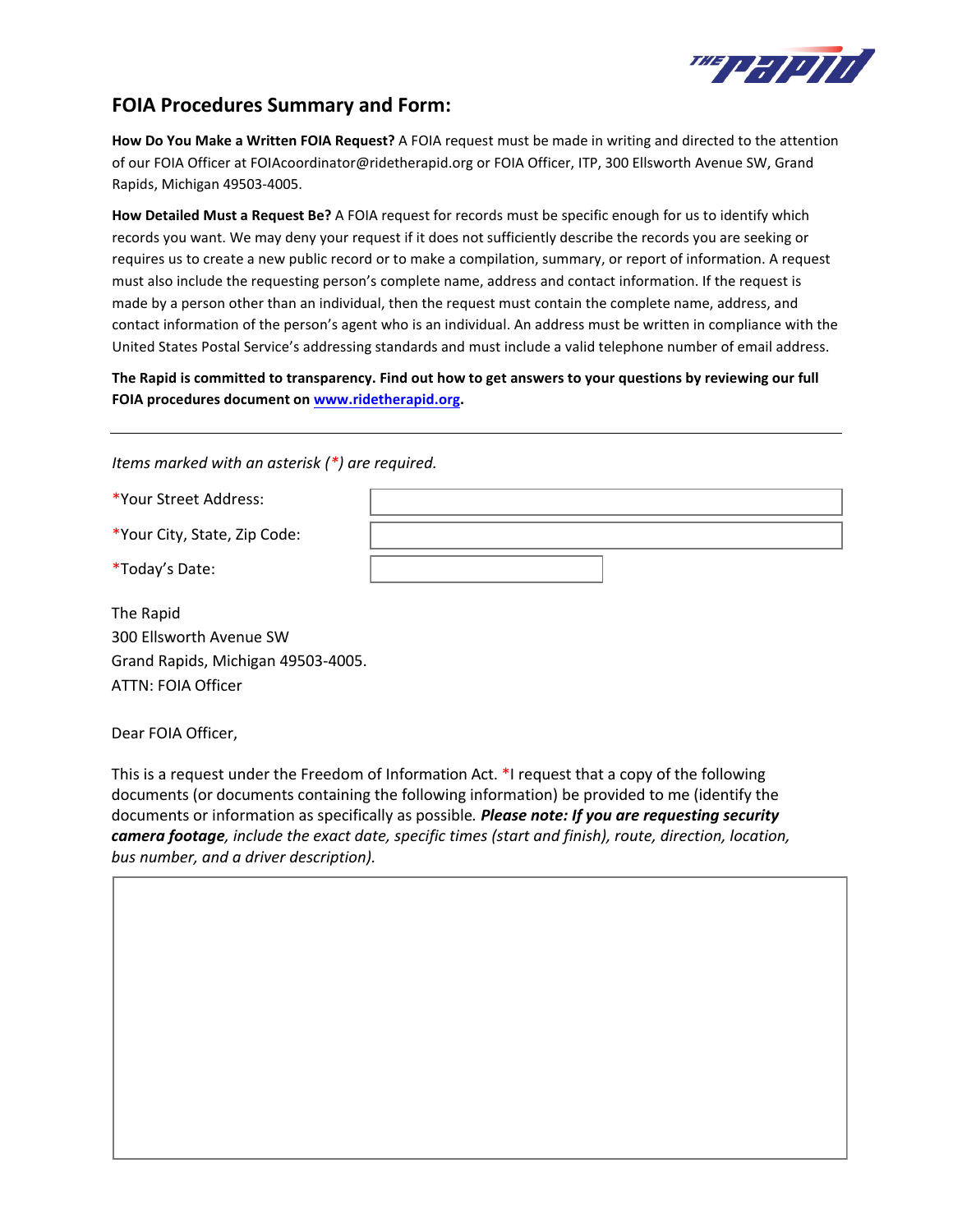# FOIA Procedures Summary and Form:

**How Do You Make a Written FOIA Request?** A FOIA request must be made in writing and directed to the attention of our FOIA Officer at FOIAcoordinator@ridetherapid.org or FOIA Officer, ITP, 300 Ellsworth Avenue SW, Grand Rapids, Michigan 49503-4005.

**How Detailed Must a Request Be?** A FOIA request for records must be specific enough for us to identify which records you want. We may deny your request if it does not sufficiently describe the records you are seeking or requires us to create a new public record or to make a compilation, summary, or report of information. A request must also include the requesting person's complete name, address and contact information. If the request is made by a person other than an individual, then the request must contain the complete name, address, and contact information of the person's agent who is an individual. An address must be written in compliance with the United States Postal Service's addressing standards and must include a valid telephone number of email address.

**The Rapid is committed to transparency. Find out how to get answers to your questions by reviewing our full FOIA procedures document on [www.ridetherapid.org](http://www.ridetherapid.org).**

---

*Items marked with an asterisk (*) are required.*

*Your Street Address:

*Your City, State, Zip Code:

*Today's Date:

The Rapid
300 Ellsworth Avenue SW
Grand Rapids, Michigan 49503-4005.
ATTN: FOIA Officer

Dear FOIA Officer,

This is a request under the Freedom of Information Act. *I request that a copy of the following documents (or documents containing the following information) be provided to me (identify the documents or information as specifically as possible. ***Please note: If you are requesting security camera footage****, include the exact date, specific times (start and finish), route, direction, location, bus number, and a driver description).*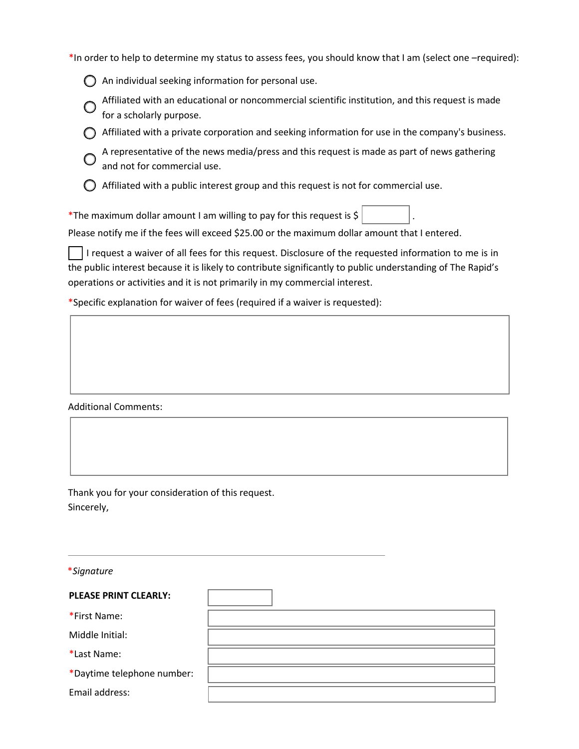*In order to help to determine my status to assess fees, you should know that I am (select one –required):

- ◯ An individual seeking information for personal use.
- ◯ Affiliated with an educational or noncommercial scientific institution, and this request is made for a scholarly purpose.
- ◯ Affiliated with a private corporation and seeking information for use in the company's business.
- ◯ A representative of the news media/press and this request is made as part of news gathering and not for commercial use.
- ◯ Affiliated with a public interest group and this request is not for commercial use.

*The maximum dollar amount I am willing to pay for this request is $ ________ .

Please notify me if the fees will exceed $25.00 or the maximum dollar amount that I entered.

☐ I request a waiver of all fees for this request. Disclosure of the requested information to me is in the public interest because it is likely to contribute significantly to public understanding of The Rapid's operations or activities and it is not primarily in my commercial interest.

*Specific explanation for waiver of fees (required if a waiver is requested):

Additional Comments:

Thank you for your consideration of this request.

Sincerely,

_______________________________________________

**Signature*

| | |
|---|---|
| **PLEASE PRINT CLEARLY:** | |
| *First Name: | |
| Middle Initial: | |
| *Last Name: | |
| *Daytime telephone number: | |
| Email address: | |